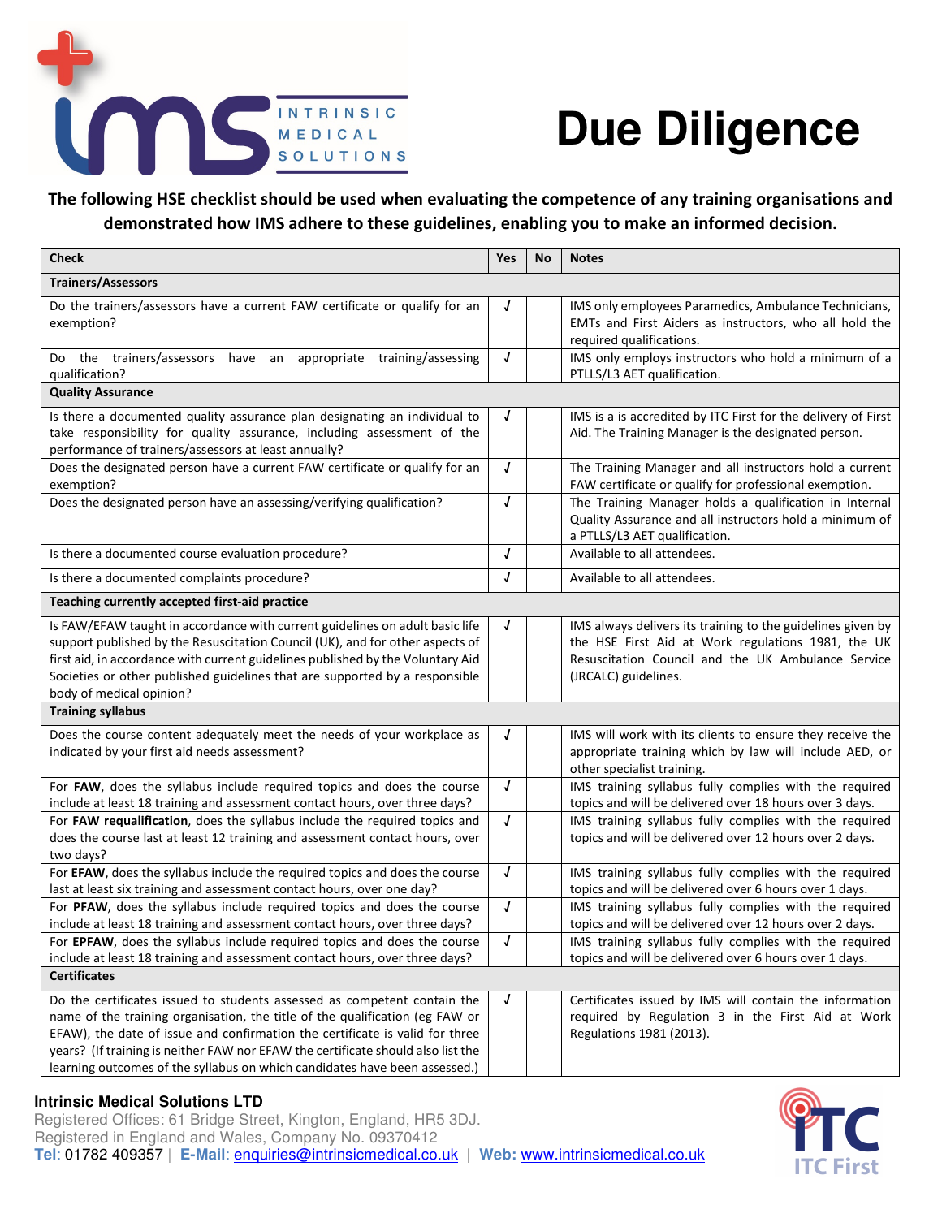# Due Diligence

**The following HSE checklist should be used when evaluating the competence of any training organisations and demonstrated how IMS adhere to these guidelines, enabling you to make an informed decision.**

| Check | Yes | No | Notes |
|---|---|---|---|
| **Trainers/Assessors** | | | |
| Do the trainers/assessors have a current FAW certificate or qualify for an exemption? | √ | | IMS only employees Paramedics, Ambulance Technicians, EMTs and First Aiders as instructors, who all hold the required qualifications. |
| Do the trainers/assessors have an appropriate training/assessing qualification? | √ | | IMS only employs instructors who hold a minimum of a PTLLS/L3 AET qualification. |
| **Quality Assurance** | | | |
| Is there a documented quality assurance plan designating an individual to take responsibility for quality assurance, including assessment of the performance of trainers/assessors at least annually? | √ | | IMS is a is accredited by ITC First for the delivery of First Aid. The Training Manager is the designated person. |
| Does the designated person have a current FAW certificate or qualify for an exemption? | √ | | The Training Manager and all instructors hold a current FAW certificate or qualify for professional exemption. |
| Does the designated person have an assessing/verifying qualification? | √ | | The Training Manager holds a qualification in Internal Quality Assurance and all instructors hold a minimum of a PTLLS/L3 AET qualification. |
| Is there a documented course evaluation procedure? | √ | | Available to all attendees. |
| Is there a documented complaints procedure? | √ | | Available to all attendees. |
| **Teaching currently accepted first-aid practice** | | | |
| Is FAW/EFAW taught in accordance with current guidelines on adult basic life support published by the Resuscitation Council (UK), and for other aspects of first aid, in accordance with current guidelines published by the Voluntary Aid Societies or other published guidelines that are supported by a responsible body of medical opinion? | √ | | IMS always delivers its training to the guidelines given by the HSE First Aid at Work regulations 1981, the UK Resuscitation Council and the UK Ambulance Service (JRCALC) guidelines. |
| **Training syllabus** | | | |
| Does the course content adequately meet the needs of your workplace as indicated by your first aid needs assessment? | √ | | IMS will work with its clients to ensure they receive the appropriate training which by law will include AED, or other specialist training. |
| For **FAW**, does the syllabus include required topics and does the course include at least 18 training and assessment contact hours, over three days? | √ | | IMS training syllabus fully complies with the required topics and will be delivered over 18 hours over 3 days. |
| For **FAW requalification**, does the syllabus include the required topics and does the course last at least 12 training and assessment contact hours, over two days? | √ | | IMS training syllabus fully complies with the required topics and will be delivered over 12 hours over 2 days. |
| For **EFAW**, does the syllabus include the required topics and does the course last at least six training and assessment contact hours, over one day? | √ | | IMS training syllabus fully complies with the required topics and will be delivered over 6 hours over 1 days. |
| For **PFAW**, does the syllabus include required topics and does the course include at least 18 training and assessment contact hours, over three days? | √ | | IMS training syllabus fully complies with the required topics and will be delivered over 12 hours over 2 days. |
| For **EPFAW**, does the syllabus include required topics and does the course include at least 18 training and assessment contact hours, over three days? | √ | | IMS training syllabus fully complies with the required topics and will be delivered over 6 hours over 1 days. |
| **Certificates** | | | |
| Do the certificates issued to students assessed as competent contain the name of the training organisation, the title of the qualification (eg FAW or EFAW), the date of issue and confirmation the certificate is valid for three years? (If training is neither FAW nor EFAW the certificate should also list the learning outcomes of the syllabus on which candidates have been assessed.) | √ | | Certificates issued by IMS will contain the information required by Regulation 3 in the First Aid at Work Regulations 1981 (2013). |

**Intrinsic Medical Solutions LTD**
Registered Offices: 61 Bridge Street, Kington, England, HR5 3DJ.
Registered in England and Wales, Company No. 09370412
**Tel**: 01782 409357 | **E-Mail**: enquiries@intrinsicmedical.co.uk | **Web:** www.intrinsicmedical.co.uk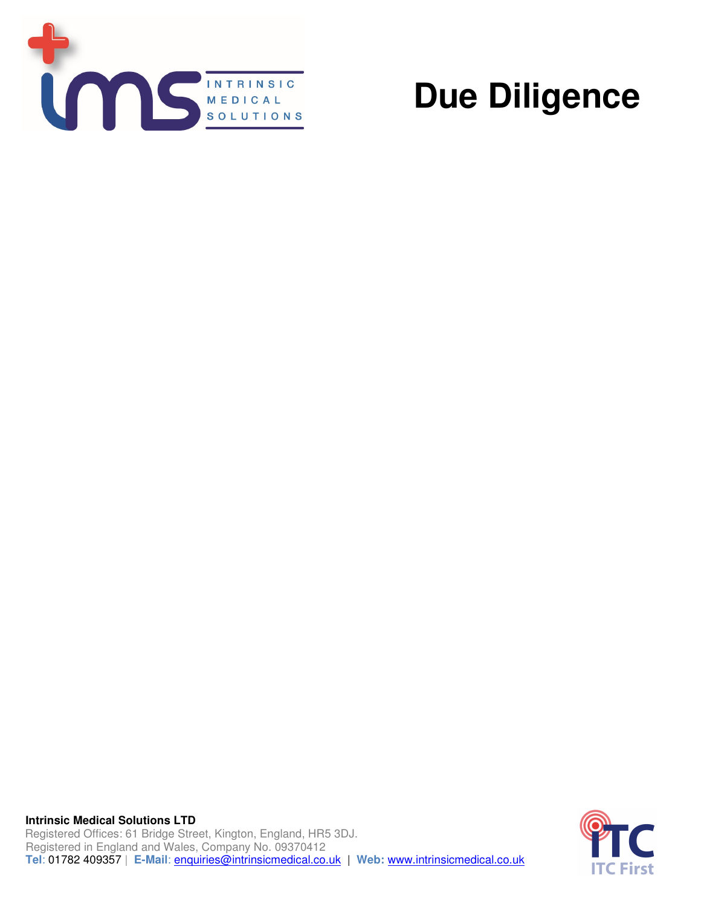# Due Diligence

**Intrinsic Medical Solutions LTD**
Registered Offices: 61 Bridge Street, Kington, England, HR5 3DJ.
Registered in England and Wales, Company No. 09370412
**Tel**: 01782 409357 | **E-Mail**: enquiries@intrinsicmedical.co.uk | **Web:** www.intrinsicmedical.co.uk